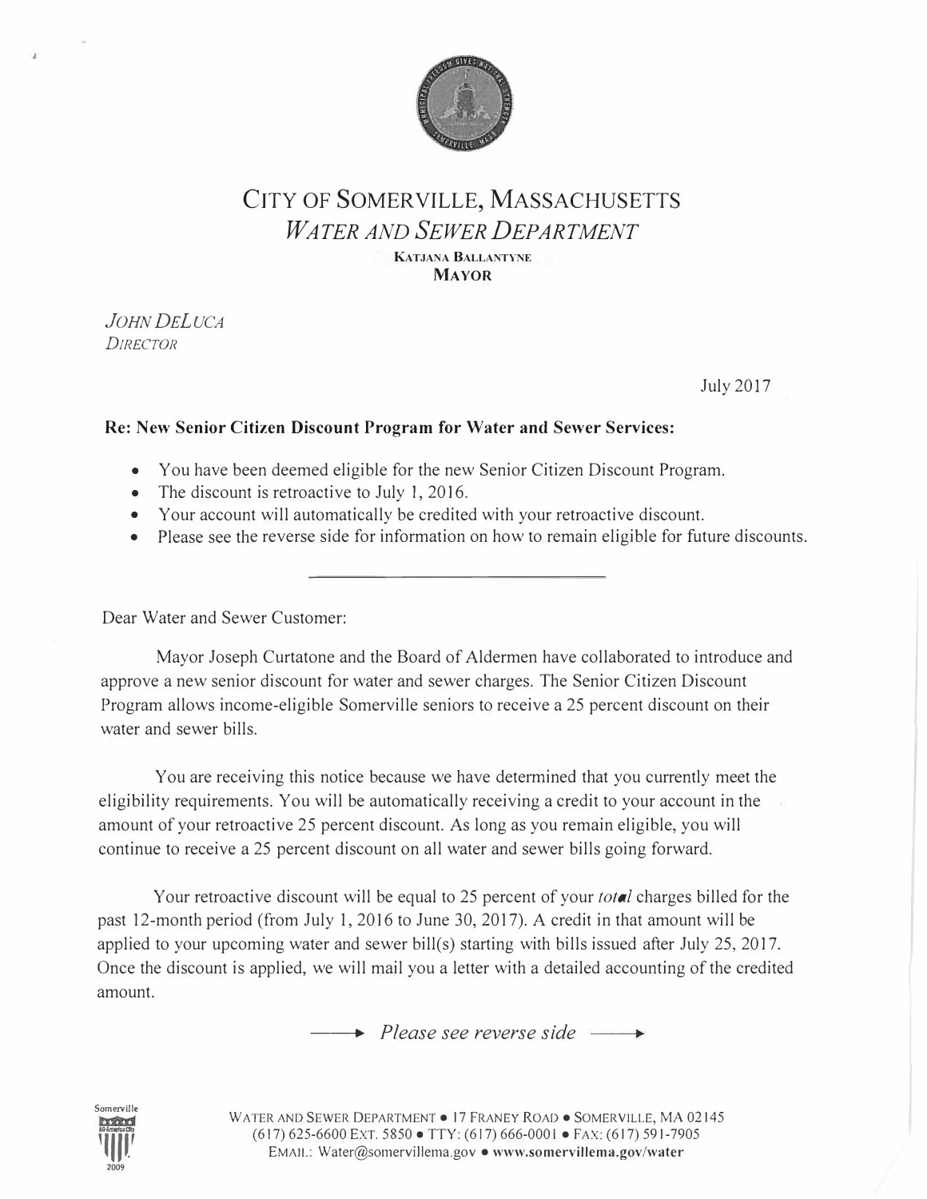# CITY OF SOMERVILLE, MASSACHUSETTS
## *WATER AND SEWER DEPARTMENT*

**KATJANA BALLANTYNE**
**MAYOR**

*JOHN DELUCA*
*DIRECTOR*

July 2017

**Re: New Senior Citizen Discount Program for Water and Sewer Services:**

- You have been deemed eligible for the new Senior Citizen Discount Program.
- The discount is retroactive to July 1, 2016.
- Your account will automatically be credited with your retroactive discount.
- Please see the reverse side for information on how to remain eligible for future discounts.

---

Dear Water and Sewer Customer:

Mayor Joseph Curtatone and the Board of Aldermen have collaborated to introduce and approve a new senior discount for water and sewer charges. The Senior Citizen Discount Program allows income-eligible Somerville seniors to receive a 25 percent discount on their water and sewer bills.

You are receiving this notice because we have determined that you currently meet the eligibility requirements. You will be automatically receiving a credit to your account in the amount of your retroactive 25 percent discount. As long as you remain eligible, you will continue to receive a 25 percent discount on all water and sewer bills going forward.

Your retroactive discount will be equal to 25 percent of your *total* charges billed for the past 12-month period (from July 1, 2016 to June 30, 2017). A credit in that amount will be applied to your upcoming water and sewer bill(s) starting with bills issued after July 25, 2017. Once the discount is applied, we will mail you a letter with a detailed accounting of the credited amount.

→ *Please see reverse side* →

WATER AND SEWER DEPARTMENT • 17 FRANEY ROAD • SOMERVILLE, MA 02145
(617) 625-6600 EXT. 5850 • TTY: (617) 666-0001 • FAX: (617) 591-7905
EMAIL: Water@somervillema.gov • **www.somervillema.gov/water**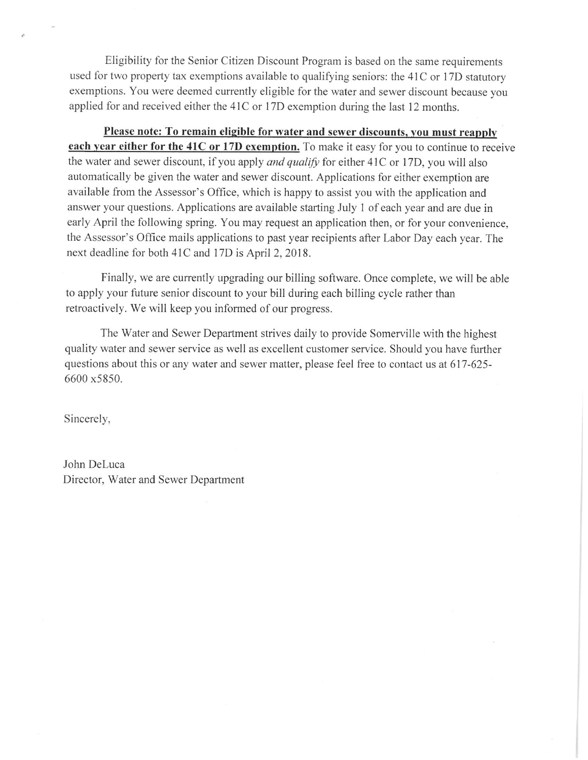Eligibility for the Senior Citizen Discount Program is based on the same requirements used for two property tax exemptions available to qualifying seniors: the 41C or 17D statutory exemptions. You were deemed currently eligible for the water and sewer discount because you applied for and received either the 41C or 17D exemption during the last 12 months.

**Please note: To remain eligible for water and sewer discounts, you must reapply each year either for the 41C or 17D exemption.** To make it easy for you to continue to receive the water and sewer discount, if you apply *and qualify* for either 41C or 17D, you will also automatically be given the water and sewer discount. Applications for either exemption are available from the Assessor's Office, which is happy to assist you with the application and answer your questions. Applications are available starting July 1 of each year and are due in early April the following spring. You may request an application then, or for your convenience, the Assessor's Office mails applications to past year recipients after Labor Day each year. The next deadline for both 41C and 17D is April 2, 2018.

Finally, we are currently upgrading our billing software. Once complete, we will be able to apply your future senior discount to your bill during each billing cycle rather than retroactively. We will keep you informed of our progress.

The Water and Sewer Department strives daily to provide Somerville with the highest quality water and sewer service as well as excellent customer service. Should you have further questions about this or any water and sewer matter, please feel free to contact us at 617-625-6600 x5850.

Sincerely,

John DeLuca
Director, Water and Sewer Department